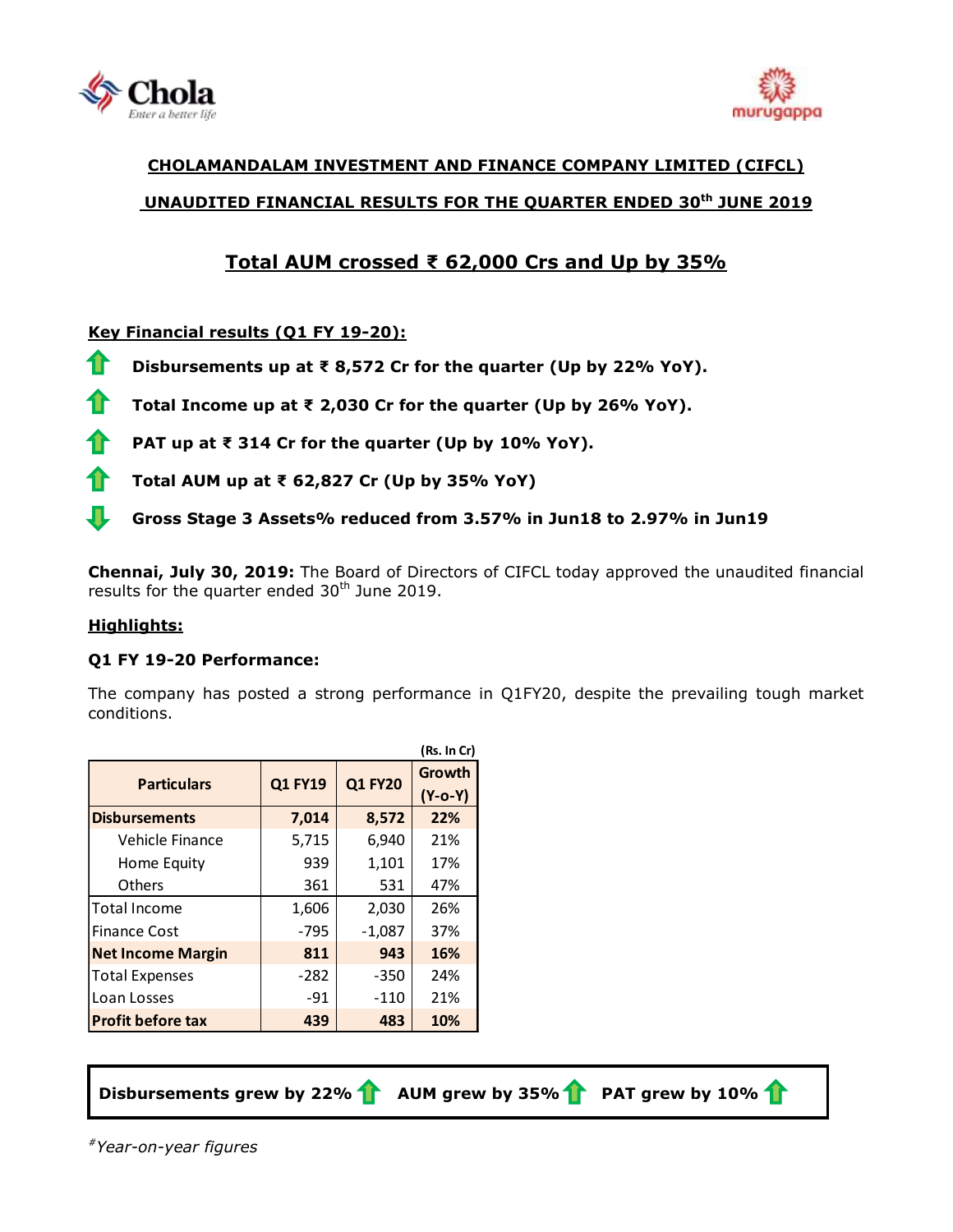# CHOLAMANDALAM INVESTMENT AND FINANCE COMPANY LIMITED (CIFCL)

## UNAUDITED FINANCIAL RESULTS FOR THE QUARTER ENDED 30th JUNE 2019

## Total AUM crossed ₹ 62,000 Crs and Up by 35%

**Key Financial results (Q1 FY 19-20):**

- **Disbursements up at ₹ 8,572 Cr for the quarter (Up by 22% YoY).**
- **Total Income up at ₹ 2,030 Cr for the quarter (Up by 26% YoY).**
- **PAT up at ₹ 314 Cr for the quarter (Up by 10% YoY).**
- **Total AUM up at ₹ 62,827 Cr (Up by 35% YoY)**
- **Gross Stage 3 Assets% reduced from 3.57% in Jun18 to 2.97% in Jun19**

**Chennai, July 30, 2019:** The Board of Directors of CIFCL today approved the unaudited financial results for the quarter ended 30th June 2019.

**Highlights:**

**Q1 FY 19-20 Performance:**

The company has posted a strong performance in Q1FY20, despite the prevailing tough market conditions.

(Rs. In Cr)

| Particulars | Q1 FY19 | Q1 FY20 | Growth (Y-o-Y) |
|---|---|---|---|
| **Disbursements** | **7,014** | **8,572** | **22%** |
| Vehicle Finance | 5,715 | 6,940 | 21% |
| Home Equity | 939 | 1,101 | 17% |
| Others | 361 | 531 | 47% |
| Total Income | 1,606 | 2,030 | 26% |
| Finance Cost | -795 | -1,087 | 37% |
| **Net Income Margin** | **811** | **943** | **16%** |
| Total Expenses | -282 | -350 | 24% |
| Loan Losses | -91 | -110 | 21% |
| **Profit before tax** | **439** | **483** | **10%** |

**Disbursements grew by 22% AUM grew by 35% PAT grew by 10%**

*#Year-on-year figures*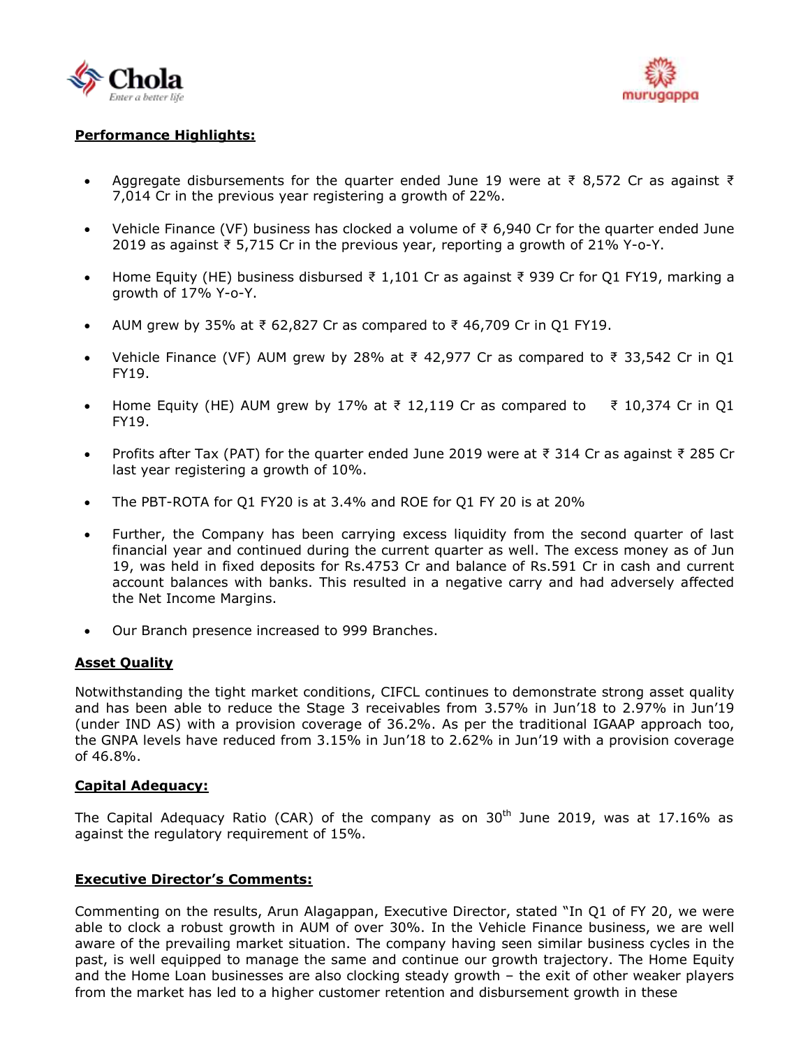**Performance Highlights:**

- Aggregate disbursements for the quarter ended June 19 were at ₹ 8,572 Cr as against ₹ 7,014 Cr in the previous year registering a growth of 22%.

- Vehicle Finance (VF) business has clocked a volume of ₹ 6,940 Cr for the quarter ended June 2019 as against ₹ 5,715 Cr in the previous year, reporting a growth of 21% Y-o-Y.

- Home Equity (HE) business disbursed ₹ 1,101 Cr as against ₹ 939 Cr for Q1 FY19, marking a growth of 17% Y-o-Y.

- AUM grew by 35% at ₹ 62,827 Cr as compared to ₹ 46,709 Cr in Q1 FY19.

- Vehicle Finance (VF) AUM grew by 28% at ₹ 42,977 Cr as compared to ₹ 33,542 Cr in Q1 FY19.

- Home Equity (HE) AUM grew by 17% at ₹ 12,119 Cr as compared to ₹ 10,374 Cr in Q1 FY19.

- Profits after Tax (PAT) for the quarter ended June 2019 were at ₹ 314 Cr as against ₹ 285 Cr last year registering a growth of 10%.

- The PBT-ROTA for Q1 FY20 is at 3.4% and ROE for Q1 FY 20 is at 20%

- Further, the Company has been carrying excess liquidity from the second quarter of last financial year and continued during the current quarter as well. The excess money as of Jun 19, was held in fixed deposits for Rs.4753 Cr and balance of Rs.591 Cr in cash and current account balances with banks. This resulted in a negative carry and had adversely affected the Net Income Margins.

- Our Branch presence increased to 999 Branches.

**Asset Quality**

Notwithstanding the tight market conditions, CIFCL continues to demonstrate strong asset quality and has been able to reduce the Stage 3 receivables from 3.57% in Jun'18 to 2.97% in Jun'19 (under IND AS) with a provision coverage of 36.2%. As per the traditional IGAAP approach too, the GNPA levels have reduced from 3.15% in Jun'18 to 2.62% in Jun'19 with a provision coverage of 46.8%.

**Capital Adequacy:**

The Capital Adequacy Ratio (CAR) of the company as on 30th June 2019, was at 17.16% as against the regulatory requirement of 15%.

**Executive Director's Comments:**

Commenting on the results, Arun Alagappan, Executive Director, stated "In Q1 of FY 20, we were able to clock a robust growth in AUM of over 30%. In the Vehicle Finance business, we are well aware of the prevailing market situation. The company having seen similar business cycles in the past, is well equipped to manage the same and continue our growth trajectory. The Home Equity and the Home Loan businesses are also clocking steady growth – the exit of other weaker players from the market has led to a higher customer retention and disbursement growth in these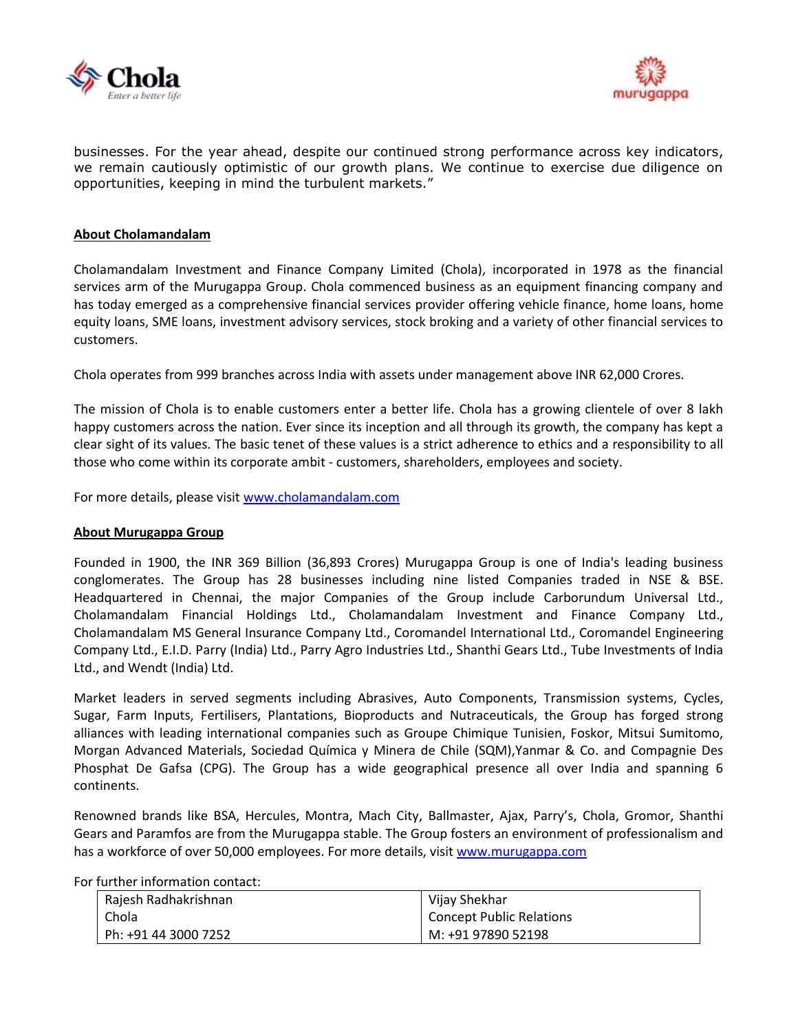businesses. For the year ahead, despite our continued strong performance across key indicators, we remain cautiously optimistic of our growth plans. We continue to exercise due diligence on opportunities, keeping in mind the turbulent markets."

**About Cholamandalam**

Cholamandalam Investment and Finance Company Limited (Chola), incorporated in 1978 as the financial services arm of the Murugappa Group. Chola commenced business as an equipment financing company and has today emerged as a comprehensive financial services provider offering vehicle finance, home loans, home equity loans, SME loans, investment advisory services, stock broking and a variety of other financial services to customers.

Chola operates from 999 branches across India with assets under management above INR 62,000 Crores.

The mission of Chola is to enable customers enter a better life. Chola has a growing clientele of over 8 lakh happy customers across the nation. Ever since its inception and all through its growth, the company has kept a clear sight of its values. The basic tenet of these values is a strict adherence to ethics and a responsibility to all those who come within its corporate ambit - customers, shareholders, employees and society.

For more details, please visit www.cholamandalam.com

**About Murugappa Group**

Founded in 1900, the INR 369 Billion (36,893 Crores) Murugappa Group is one of India's leading business conglomerates. The Group has 28 businesses including nine listed Companies traded in NSE & BSE. Headquartered in Chennai, the major Companies of the Group include Carborundum Universal Ltd., Cholamandalam Financial Holdings Ltd., Cholamandalam Investment and Finance Company Ltd., Cholamandalam MS General Insurance Company Ltd., Coromandel International Ltd., Coromandel Engineering Company Ltd., E.I.D. Parry (India) Ltd., Parry Agro Industries Ltd., Shanthi Gears Ltd., Tube Investments of India Ltd., and Wendt (India) Ltd.

Market leaders in served segments including Abrasives, Auto Components, Transmission systems, Cycles, Sugar, Farm Inputs, Fertilisers, Plantations, Bioproducts and Nutraceuticals, the Group has forged strong alliances with leading international companies such as Groupe Chimique Tunisien, Foskor, Mitsui Sumitomo, Morgan Advanced Materials, Sociedad Química y Minera de Chile (SQM),Yanmar & Co. and Compagnie Des Phosphat De Gafsa (CPG). The Group has a wide geographical presence all over India and spanning 6 continents.

Renowned brands like BSA, Hercules, Montra, Mach City, Ballmaster, Ajax, Parry's, Chola, Gromor, Shanthi Gears and Paramfos are from the Murugappa stable. The Group fosters an environment of professionalism and has a workforce of over 50,000 employees. For more details, visit www.murugappa.com

For further information contact:

| | |
|---|---|
| Rajesh Radhakrishnan<br>Chola<br>Ph: +91 44 3000 7252 | Vijay Shekhar<br>Concept Public Relations<br>M: +91 97890 52198 |